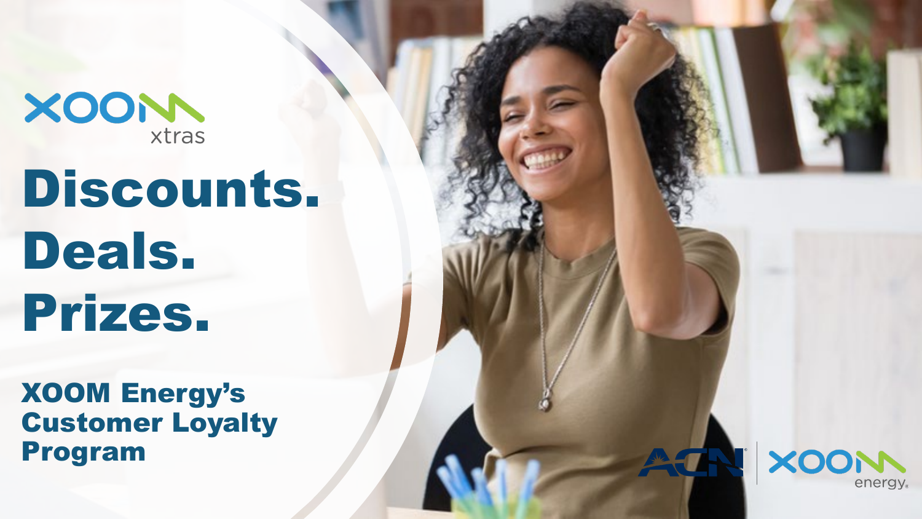XOOM xtras

# Discounts. Deals. Prizes.

## XOOM Energy's Customer Loyalty Program

ACN | XOOM energy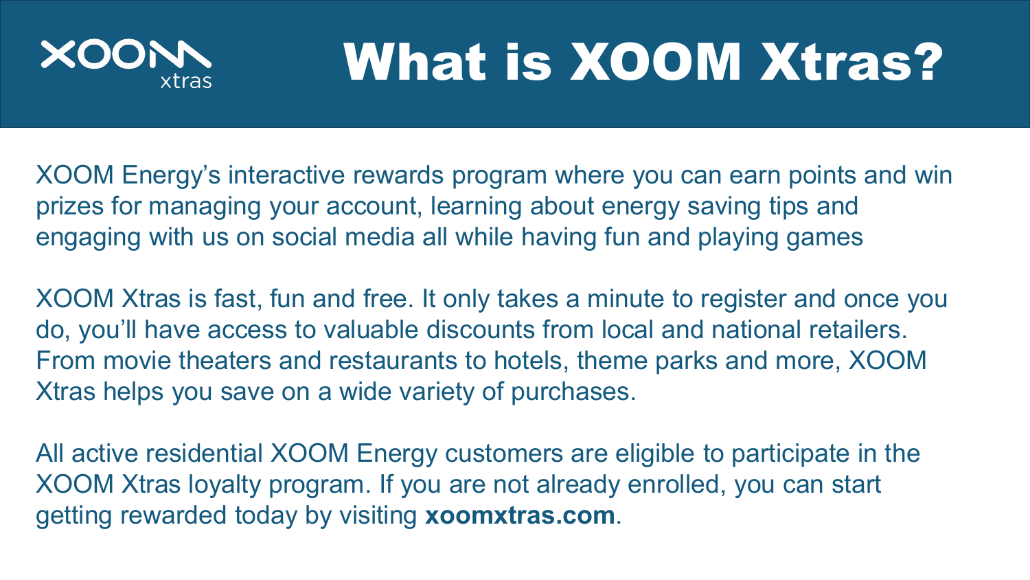# What is XOOM Xtras?

XOOM Energy's interactive rewards program where you can earn points and win prizes for managing your account, learning about energy saving tips and engaging with us on social media all while having fun and playing games

XOOM Xtras is fast, fun and free. It only takes a minute to register and once you do, you'll have access to valuable discounts from local and national retailers. From movie theaters and restaurants to hotels, theme parks and more, XOOM Xtras helps you save on a wide variety of purchases.

All active residential XOOM Energy customers are eligible to participate in the XOOM Xtras loyalty program. If you are not already enrolled, you can start getting rewarded today by visiting **xoomxtras.com**.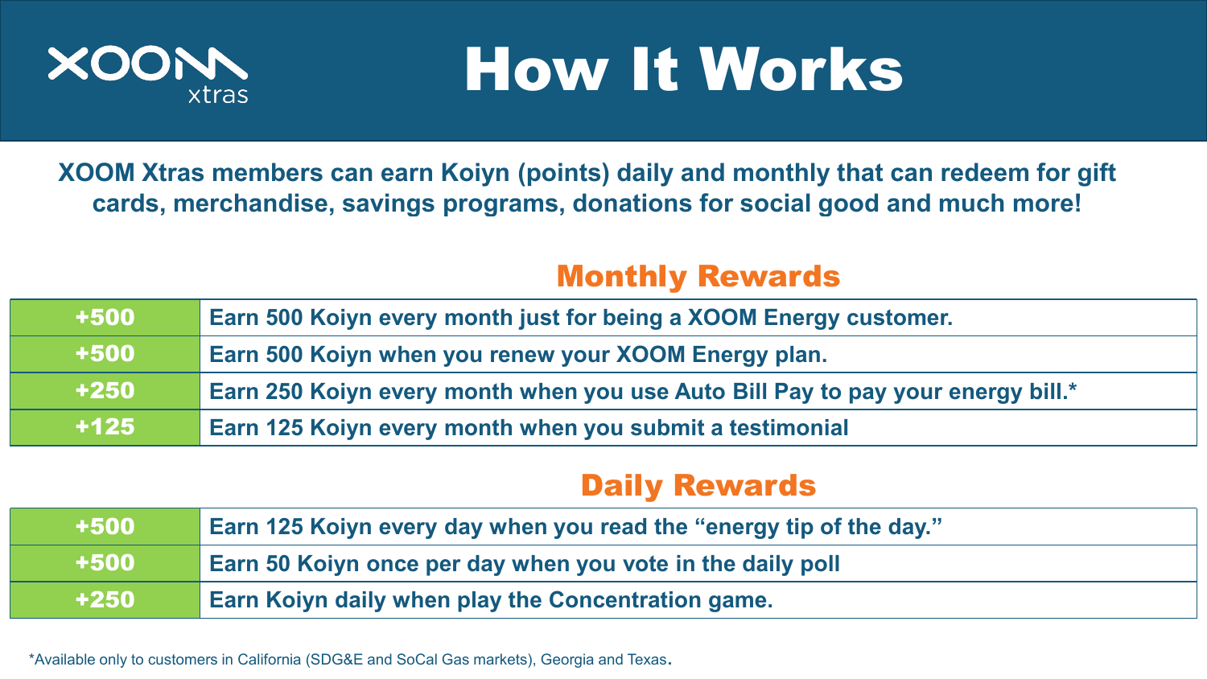# How It Works

**XOOM Xtras members can earn Koiyn (points) daily and monthly that can redeem for gift cards, merchandise, savings programs, donations for social good and much more!**

## Monthly Rewards

| | |
|---|---|
| +500 | Earn 500 Koiyn every month just for being a XOOM Energy customer. |
| +500 | Earn 500 Koiyn when you renew your XOOM Energy plan. |
| +250 | Earn 250 Koiyn every month when you use Auto Bill Pay to pay your energy bill.* |
| +125 | Earn 125 Koiyn every month when you submit a testimonial |

## Daily Rewards

| | |
|---|---|
| +500 | Earn 125 Koiyn every day when you read the "energy tip of the day." |
| +500 | Earn 50 Koiyn once per day when you vote in the daily poll |
| +250 | Earn Koiyn daily when play the Concentration game. |

*Available only to customers in California (SDG&E and SoCal Gas markets), Georgia and Texas.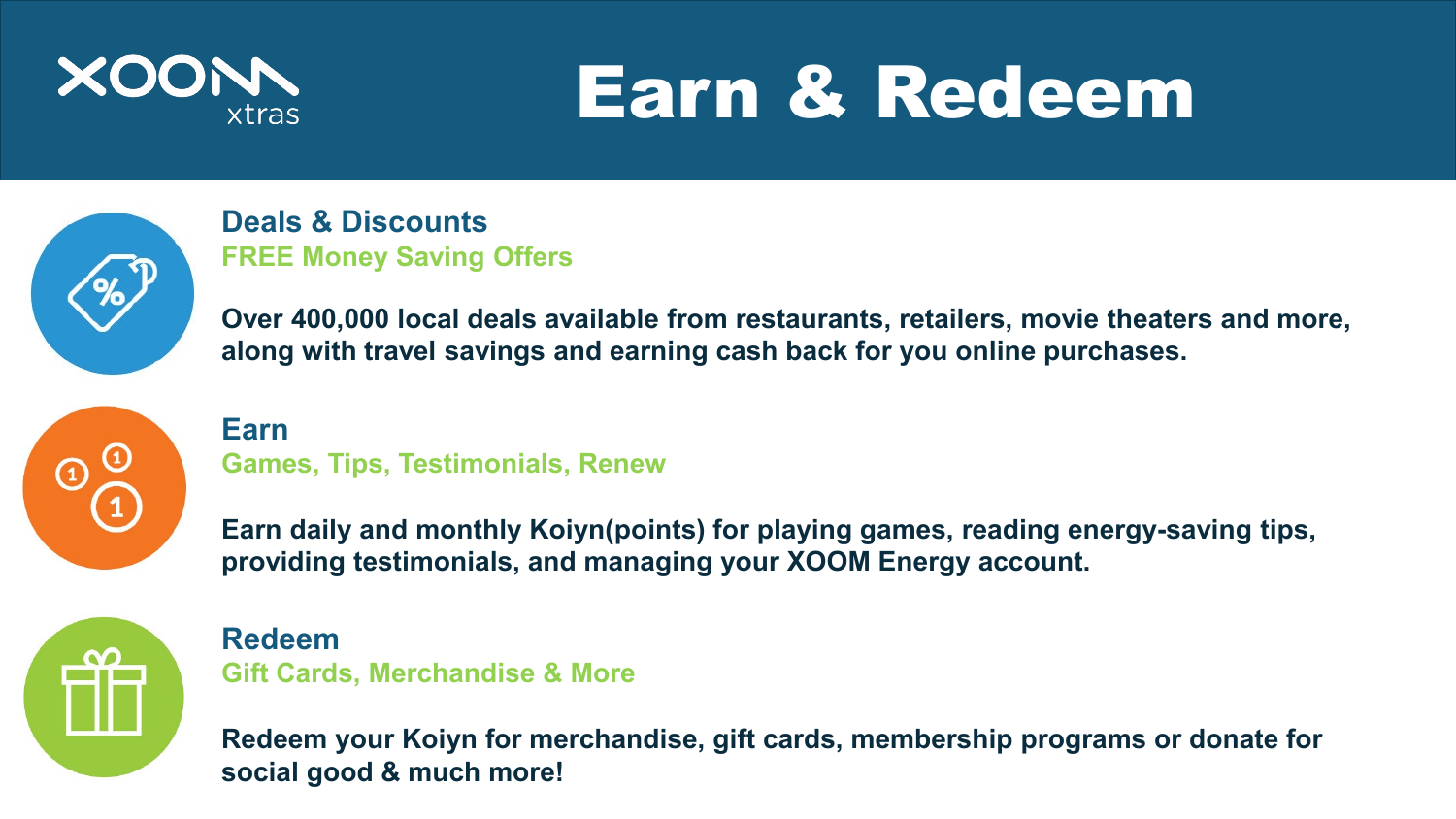XOOM xtras

# Earn & Redeem

## Deals & Discounts

**FREE Money Saving Offers**

**Over 400,000 local deals available from restaurants, retailers, movie theaters and more, along with travel savings and earning cash back for you online purchases.**

## Earn

**Games, Tips, Testimonials, Renew**

**Earn daily and monthly Koiyn(points) for playing games, reading energy-saving tips, providing testimonials, and managing your XOOM Energy account.**

## Redeem

**Gift Cards, Merchandise & More**

**Redeem your Koiyn for merchandise, gift cards, membership programs or donate for social good & much more!**